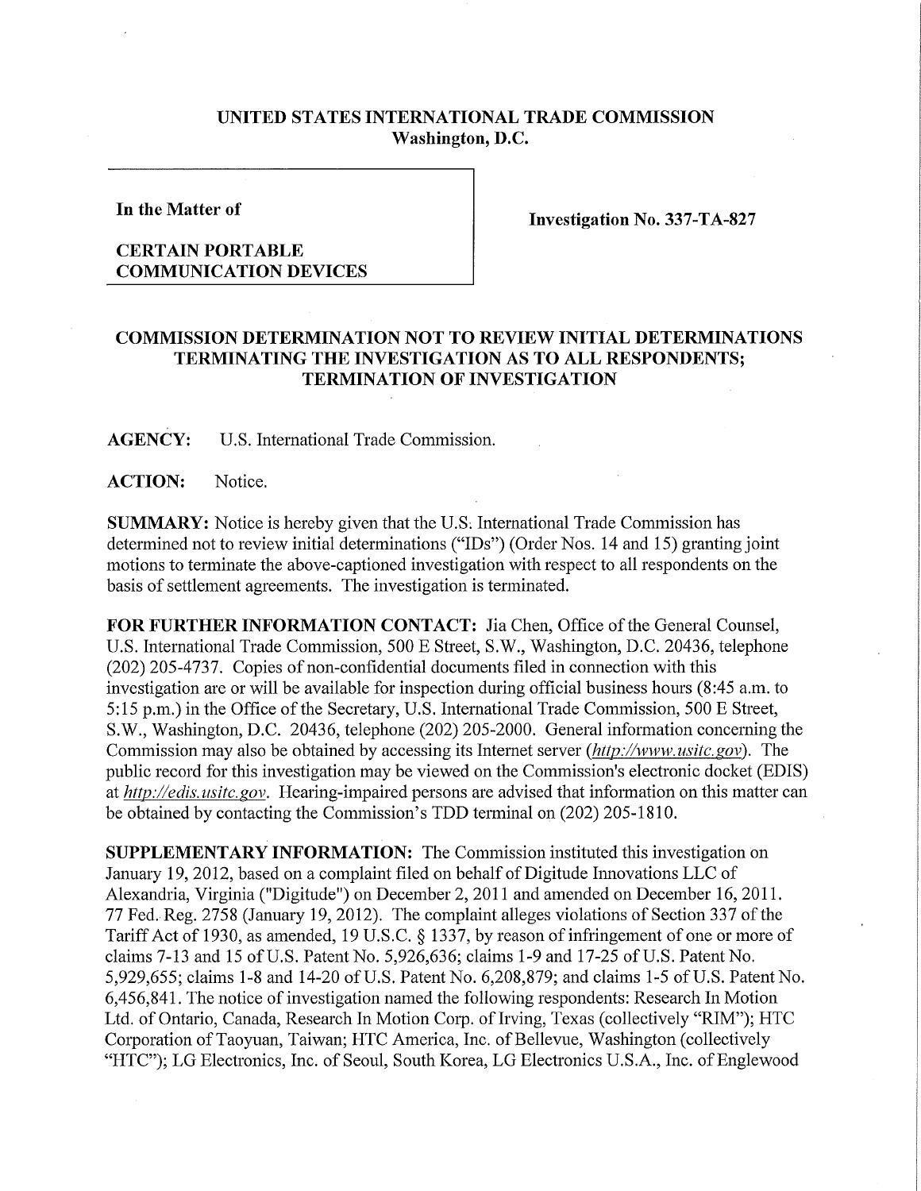**UNITED STATES INTERNATIONAL TRADE COMMISSION**
**Washington, D.C.**

| In the Matter of<br><br>**CERTAIN PORTABLE COMMUNICATION DEVICES** | **Investigation No. 337-TA-827** |
|---|---|

## COMMISSION DETERMINATION NOT TO REVIEW INITIAL DETERMINATIONS TERMINATING THE INVESTIGATION AS TO ALL RESPONDENTS; TERMINATION OF INVESTIGATION

**AGENCY:** U.S. International Trade Commission.

**ACTION:** Notice.

**SUMMARY:** Notice is hereby given that the U.S. International Trade Commission has determined not to review initial determinations ("IDs") (Order Nos. 14 and 15) granting joint motions to terminate the above-captioned investigation with respect to all respondents on the basis of settlement agreements. The investigation is terminated.

**FOR FURTHER INFORMATION CONTACT:** Jia Chen, Office of the General Counsel, U.S. International Trade Commission, 500 E Street, S.W., Washington, D.C. 20436, telephone (202) 205-4737. Copies of non-confidential documents filed in connection with this investigation are or will be available for inspection during official business hours (8:45 a.m. to 5:15 p.m.) in the Office of the Secretary, U.S. International Trade Commission, 500 E Street, S.W., Washington, D.C. 20436, telephone (202) 205-2000. General information concerning the Commission may also be obtained by accessing its Internet server (*http://www.usitc.gov*). The public record for this investigation may be viewed on the Commission's electronic docket (EDIS) at *http://edis.usitc.gov*. Hearing-impaired persons are advised that information on this matter can be obtained by contacting the Commission's TDD terminal on (202) 205-1810.

**SUPPLEMENTARY INFORMATION:** The Commission instituted this investigation on January 19, 2012, based on a complaint filed on behalf of Digitude Innovations LLC of Alexandria, Virginia ("Digitude") on December 2, 2011 and amended on December 16, 2011. 77 Fed. Reg. 2758 (January 19, 2012). The complaint alleges violations of Section 337 of the Tariff Act of 1930, as amended, 19 U.S.C. § 1337, by reason of infringement of one or more of claims 7-13 and 15 of U.S. Patent No. 5,926,636; claims 1-9 and 17-25 of U.S. Patent No. 5,929,655; claims 1-8 and 14-20 of U.S. Patent No. 6,208,879; and claims 1-5 of U.S. Patent No. 6,456,841. The notice of investigation named the following respondents: Research In Motion Ltd. of Ontario, Canada, Research In Motion Corp. of Irving, Texas (collectively "RIM"); HTC Corporation of Taoyuan, Taiwan; HTC America, Inc. of Bellevue, Washington (collectively "HTC"); LG Electronics, Inc. of Seoul, South Korea, LG Electronics U.S.A., Inc. of Englewood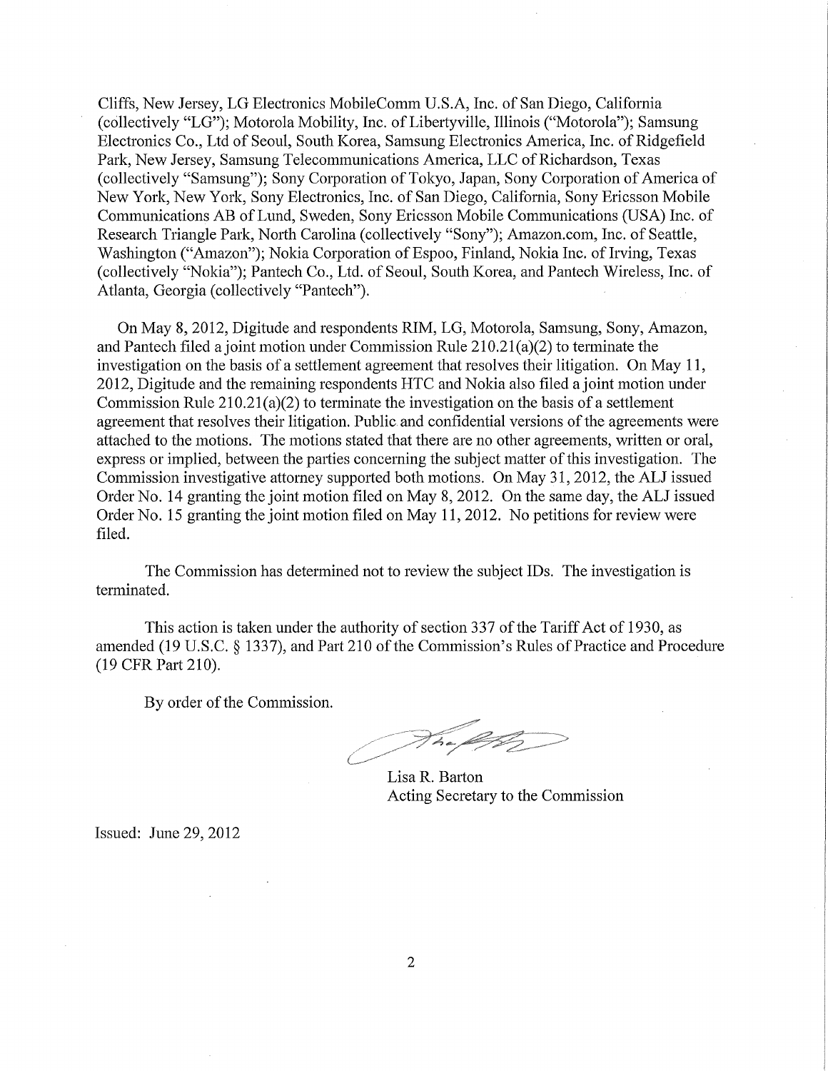Cliffs, New Jersey, LG Electronics MobileComm U.S.A, Inc. of San Diego, California (collectively "LG"); Motorola Mobility, Inc. of Libertyville, Illinois ("Motorola"); Samsung Electronics Co., Ltd of Seoul, South Korea, Samsung Electronics America, Inc. of Ridgefield Park, New Jersey, Samsung Telecommunications America, LLC of Richardson, Texas (collectively "Samsung"); Sony Corporation of Tokyo, Japan, Sony Corporation of America of New York, New York, Sony Electronics, Inc. of San Diego, California, Sony Ericsson Mobile Communications AB of Lund, Sweden, Sony Ericsson Mobile Communications (USA) Inc. of Research Triangle Park, North Carolina (collectively "Sony"); Amazon.com, Inc. of Seattle, Washington ("Amazon"); Nokia Corporation of Espoo, Finland, Nokia Inc. of Irving, Texas (collectively "Nokia"); Pantech Co., Ltd. of Seoul, South Korea, and Pantech Wireless, Inc. of Atlanta, Georgia (collectively "Pantech").

On May 8, 2012, Digitude and respondents RIM, LG, Motorola, Samsung, Sony, Amazon, and Pantech filed a joint motion under Commission Rule 210.21(a)(2) to terminate the investigation on the basis of a settlement agreement that resolves their litigation. On May 11, 2012, Digitude and the remaining respondents HTC and Nokia also filed a joint motion under Commission Rule 210.21(a)(2) to terminate the investigation on the basis of a settlement agreement that resolves their litigation. Public and confidential versions of the agreements were attached to the motions. The motions stated that there are no other agreements, written or oral, express or implied, between the parties concerning the subject matter of this investigation. The Commission investigative attorney supported both motions. On May 31, 2012, the ALJ issued Order No. 14 granting the joint motion filed on May 8, 2012. On the same day, the ALJ issued Order No. 15 granting the joint motion filed on May 11, 2012. No petitions for review were filed.

The Commission has determined not to review the subject IDs. The investigation is terminated.

This action is taken under the authority of section 337 of the Tariff Act of 1930, as amended (19 U.S.C. § 1337), and Part 210 of the Commission's Rules of Practice and Procedure (19 CFR Part 210).

By order of the Commission.

Lisa R. Barton
Acting Secretary to the Commission

Issued: June 29, 2012